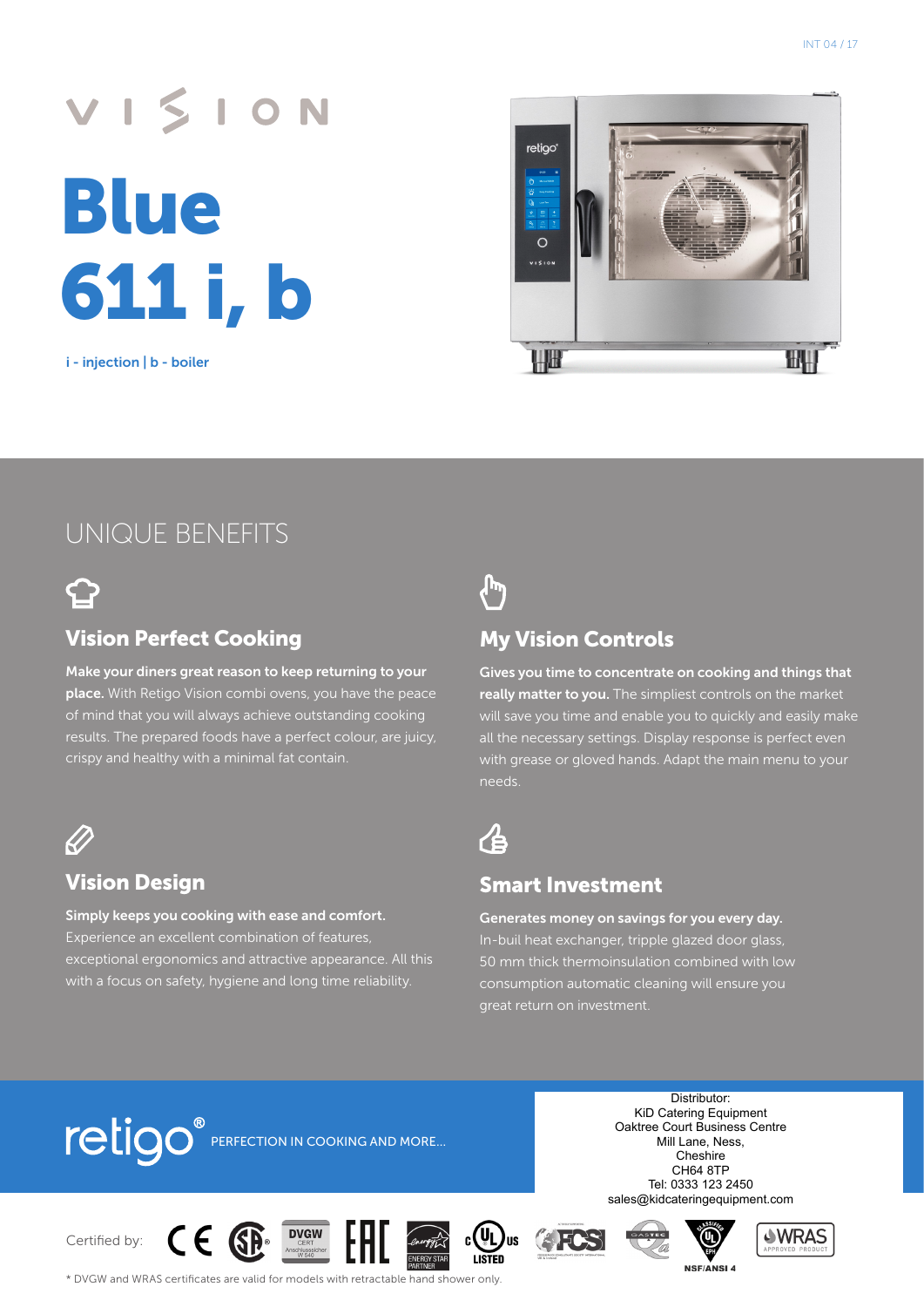# VISION

# Blue 611 i, b

i - injection | b - boiler

## UNIQUE BENEFITS

### Vision Perfect Cooking

**Make your diners great reason to keep returning to your place.** With Retigo Vision combi ovens, you have the peace of mind that you will always achieve outstanding cooking results. The prepared foods have a perfect colour, are juicy, crispy and healthy with a minimal fat contain.

### My Vision Controls

**Gives you time to concentrate on cooking and things that really matter to you.** The simpliest controls on the market will save you time and enable you to quickly and easily make all the necessary settings. Display response is perfect even with grease or gloved hands. Adapt the main menu to your needs.

### Vision Design

**Simply keeps you cooking with ease and comfort.** Experience an excellent combination of features, exceptional ergonomics and attractive appearance. All this with a focus on safety, hygiene and long time reliability.

### Smart Investment

**Generates money on savings for you every day.** In-buil heat exchanger, tripple glazed door glass, 50 mm thick thermoinsulation combined with low consumption automatic cleaning will ensure you great return on investment.

retigo® PERFECTION IN COOKING AND MORE...

Distributor:
KiD Catering Equipment
Oaktree Court Business Centre
Mill Lane, Ness,
Cheshire
CH64 8TP
Tel: 0333 123 2450
sales@kidcateringequipment.com

Certified by: CE, CSA, DVGW CERT Anschlusssicher W 540, EAC, ENERGY STAR PARTNER, c UL us LISTED, FCSI, GASTEC QA, UL EPH NSF/ANSI 4, WRAS APPROVED PRODUCT

* DVGW and WRAS certificates are valid for models with retractable hand shower only.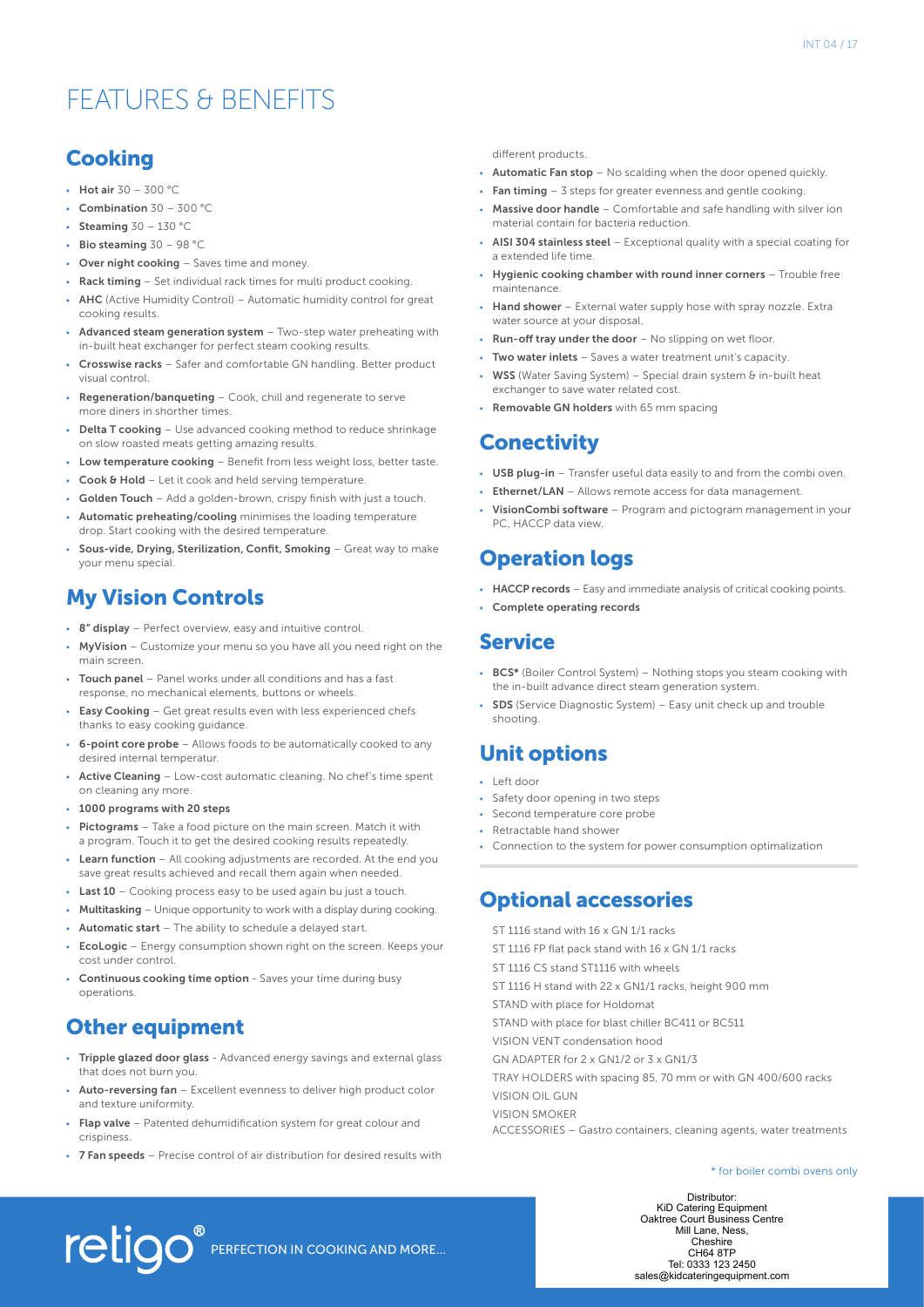# FEATURES & BENEFITS

## Cooking

- **Hot air** 30 – 300 °C
- **Combination** 30 – 300 °C
- **Steaming** 30 – 130 °C
- **Bio steaming** 30 – 98 °C
- **Over night cooking** – Saves time and money.
- **Rack timing** – Set individual rack times for multi product cooking.
- **AHC** (Active Humidity Control) – Automatic humidity control for great cooking results.
- **Advanced steam generation system** – Two-step water preheating with in-built heat exchanger for perfect steam cooking results.
- **Crosswise racks** – Safer and comfortable GN handling. Better product visual control.
- **Regeneration/banqueting** – Cook, chill and regenerate to serve more diners in shorther times.
- **Delta T cooking** – Use advanced cooking method to reduce shrinkage on slow roasted meats getting amazing results.
- **Low temperature cooking** – Benefit from less weight loss, better taste.
- **Cook & Hold** – Let it cook and held serving temperature.
- **Golden Touch** – Add a golden-brown, crispy finish with just a touch.
- **Automatic preheating/cooling** minimises the loading temperature drop. Start cooking with the desired temperature.
- **Sous-vide, Drying, Sterilization, Confit, Smoking** – Great way to make your menu special.

## My Vision Controls

- **8" display** – Perfect overview, easy and intuitive control.
- **MyVision** – Customize your menu so you have all you need right on the main screen.
- **Touch panel** – Panel works under all conditions and has a fast response, no mechanical elements, buttons or wheels.
- **Easy Cooking** – Get great results even with less experienced chefs thanks to easy cooking guidance.
- **6-point core probe** – Allows foods to be automatically cooked to any desired internal temperatur.
- **Active Cleaning** – Low-cost automatic cleaning. No chef's time spent on cleaning any more.
- **1000 programs with 20 steps**
- **Pictograms** – Take a food picture on the main screen. Match it with a program. Touch it to get the desired cooking results repeatedly.
- **Learn function** – All cooking adjustments are recorded. At the end you save great results achieved and recall them again when needed.
- **Last 10** – Cooking process easy to be used again bu just a touch.
- **Multitasking** – Unique opportunity to work with a display during cooking.
- **Automatic start** – The ability to schedule a delayed start.
- **EcoLogic** – Energy consumption shown right on the screen. Keeps your cost under control.
- **Continuous cooking time option** - Saves your time during busy operations.

## Other equipment

- **Tripple glazed door glass** - Advanced energy savings and external glass that does not burn you.
- **Auto-reversing fan** – Excellent evenness to deliver high product color and texture uniformity.
- **Flap valve** – Patented dehumidification system for great colour and crispiness.
- **7 Fan speeds** – Precise control of air distribution for desired results with different products.
- **Automatic Fan stop** – No scalding when the door opened quickly.
- **Fan timing** – 3 steps for greater evenness and gentle cooking.
- **Massive door handle** – Comfortable and safe handling with silver ion material contain for bacteria reduction.
- **AISI 304 stainless steel** – Exceptional quality with a special coating for a extended life time.
- **Hygienic cooking chamber with round inner corners** – Trouble free maintenance.
- **Hand shower** – External water supply hose with spray nozzle. Extra water source at your disposal.
- **Run-off tray under the door** – No slipping on wet floor.
- **Two water inlets** – Saves a water treatment unit's capacity.
- **WSS** (Water Saving System) – Special drain system & in-built heat exchanger to save water related cost.
- **Removable GN holders** with 65 mm spacing

## Conectivity

- **USB plug-in** – Transfer useful data easily to and from the combi oven.
- **Ethernet/LAN** – Allows remote access for data management.
- **VisionCombi software** – Program and pictogram management in your PC, HACCP data view.

## Operation logs

- **HACCP records** – Easy and immediate analysis of critical cooking points.
- **Complete operating records**

## Service

- **BCS*** (Boiler Control System) – Nothing stops you steam cooking with the in-built advance direct steam generation system.
- **SDS** (Service Diagnostic System) – Easy unit check up and trouble shooting.

## Unit options

- Left door
- Safety door opening in two steps
- Second temperature core probe
- Retractable hand shower
- Connection to the system for power consumption optimalization

## Optional accessories

ST 1116 stand with 16 x GN 1/1 racks
ST 1116 FP flat pack stand with 16 x GN 1/1 racks
ST 1116 CS stand ST1116 with wheels
ST 1116 H stand with 22 x GN1/1 racks, height 900 mm
STAND with place for Holdomat
STAND with place for blast chiller BC411 or BC511
VISION VENT condensation hood
GN ADAPTER for 2 x GN1/2 or 3 x GN1/3
TRAY HOLDERS with spacing 85, 70 mm or with GN 400/600 racks
VISION OIL GUN
VISION SMOKER
ACCESSORIES – Gastro containers, cleaning agents, water treatments

\* for boiler combi ovens only

retigo® PERFECTION IN COOKING AND MORE...

Distributor:
KiD Catering Equipment
Oaktree Court Business Centre
Mill Lane, Ness,
Cheshire
CH64 8TP
Tel: 0333 123 2450
sales@kidcateringequipment.com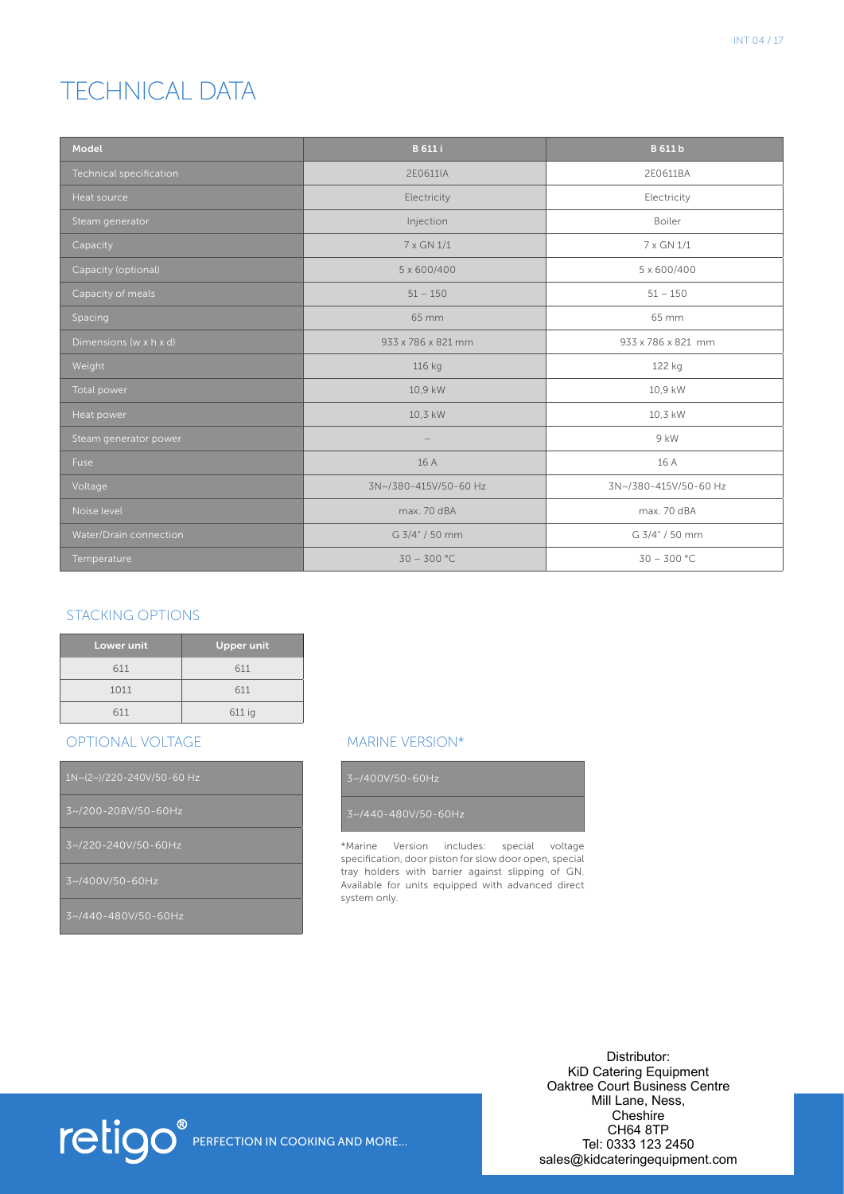# TECHNICAL DATA

| Model | B 611 i | B 611 b |
|---|---|---|
| Technical specification | 2E0611IA | 2E0611BA |
| Heat source | Electricity | Electricity |
| Steam generator | Injection | Boiler |
| Capacity | 7 x GN 1/1 | 7 x GN 1/1 |
| Capacity (optional) | 5 x 600/400 | 5 x 600/400 |
| Capacity of meals | 51 – 150 | 51 – 150 |
| Spacing | 65 mm | 65 mm |
| Dimensions (w x h x d) | 933 x 786 x 821 mm | 933 x 786 x 821 mm |
| Weight | 116 kg | 122 kg |
| Total power | 10,9 kW | 10,9 kW |
| Heat power | 10,3 kW | 10,3 kW |
| Steam generator power | – | 9 kW |
| Fuse | 16 A | 16 A |
| Voltage | 3N~/380-415V/50-60 Hz | 3N~/380-415V/50-60 Hz |
| Noise level | max. 70 dBA | max. 70 dBA |
| Water/Drain connection | G 3/4" / 50 mm | G 3/4" / 50 mm |
| Temperature | 30 – 300 °C | 30 – 300 °C |

## STACKING OPTIONS

| Lower unit | Upper unit |
|---|---|
| 611 | 611 |
| 1011 | 611 |
| 611 | 611 ig |

## OPTIONAL VOLTAGE

| |
|---|
| 1N~(2~)/220-240V/50-60 Hz |
| 3~/200-208V/50-60Hz |
| 3~/220-240V/50-60Hz |
| 3~/400V/50-60Hz |
| 3~/440-480V/50-60Hz |

## MARINE VERSION*

| |
|---|
| 3~/400V/50-60Hz |
| 3~/440-480V/50-60Hz |

*Marine Version includes: special voltage specification, door piston for slow door open, special tray holders with barrier against slipping of GN. Available for units equipped with advanced direct system only.

retigo® PERFECTION IN COOKING AND MORE...

Distributor:
KiD Catering Equipment
Oaktree Court Business Centre
Mill Lane, Ness,
Cheshire
CH64 8TP
Tel: 0333 123 2450
sales@kidcateringequipment.com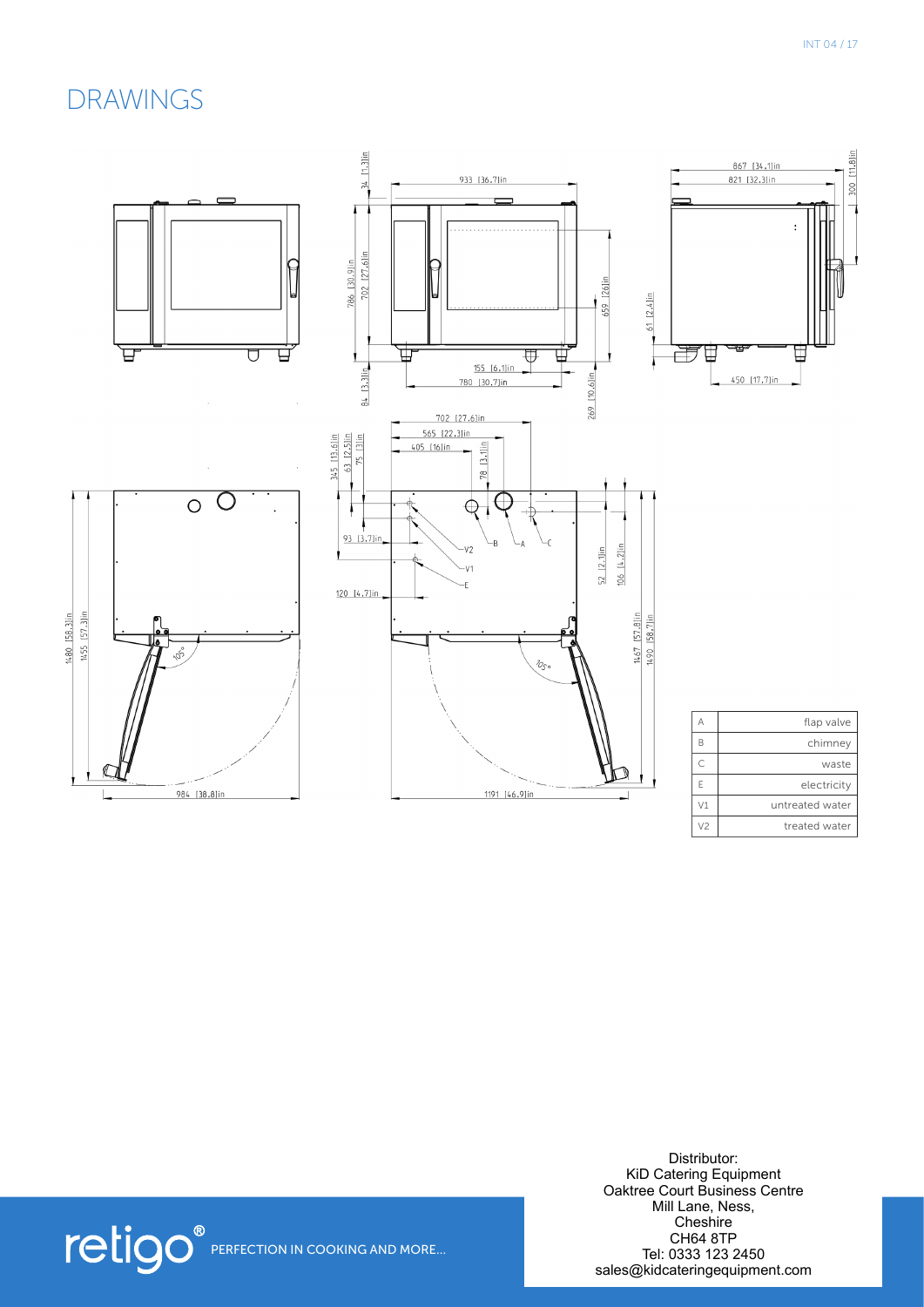# DRAWINGS

34 [1.3]in
933 [36.7]in
867 [34.1]in
821 [32.3]in
300 [11.8]in
786 [30.9]in
702 [27.6]in
659 [26]in
61 [2.4]in
155 [6.1]in
780 [30.7]in
84 [3.3]in
269 [10.6]in
450 [17.7]in

702 [27.6]in
565 [22.3]in
405 [16]in
345 [13.6]in
63 [2.5]in
75 [3]in
78 [3.1]in
93 [3.7]in
120 [4.7]in
52 [2.1]in
106 [4.2]in
1467 [57.8]in
1490 [58.7]in
1480 [58.3]in
1455 [57.3]in
105°
984 [38.8]in
1191 [46.9]in

| | |
|---|---|
| A | flap valve |
| B | chimney |
| C | waste |
| E | electricity |
| V1 | untreated water |
| V2 | treated water |

Distributor:
KiD Catering Equipment
Oaktree Court Business Centre
Mill Lane, Ness,
Cheshire
CH64 8TP
Tel: 0333 123 2450
sales@kidcateringequipment.com

retigo® PERFECTION IN COOKING AND MORE...